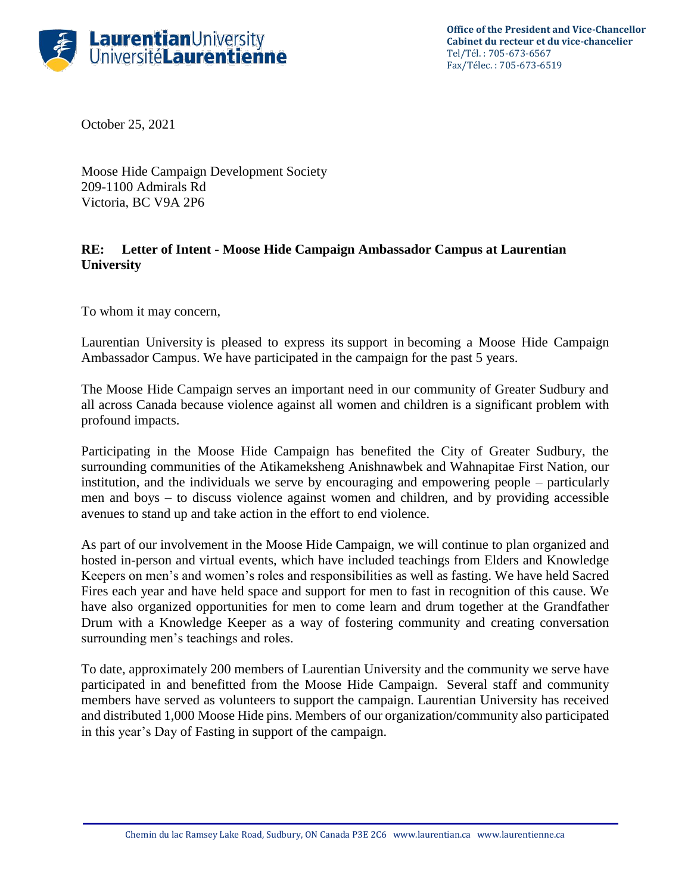**Office of the President and Vice-Chancellor**
**Cabinet du recteur et du vice-chancelier**
Tel/Tél. : 705-673-6567
Fax/Télec. : 705-673-6519

October 25, 2021

Moose Hide Campaign Development Society
209-1100 Admirals Rd
Victoria, BC V9A 2P6

**RE: Letter of Intent - Moose Hide Campaign Ambassador Campus at Laurentian University**

To whom it may concern,

Laurentian University is pleased to express its support in becoming a Moose Hide Campaign Ambassador Campus. We have participated in the campaign for the past 5 years.

The Moose Hide Campaign serves an important need in our community of Greater Sudbury and all across Canada because violence against all women and children is a significant problem with profound impacts.

Participating in the Moose Hide Campaign has benefited the City of Greater Sudbury, the surrounding communities of the Atikameksheng Anishnawbek and Wahnapitae First Nation, our institution, and the individuals we serve by encouraging and empowering people – particularly men and boys – to discuss violence against women and children, and by providing accessible avenues to stand up and take action in the effort to end violence.

As part of our involvement in the Moose Hide Campaign, we will continue to plan organized and hosted in-person and virtual events, which have included teachings from Elders and Knowledge Keepers on men's and women's roles and responsibilities as well as fasting. We have held Sacred Fires each year and have held space and support for men to fast in recognition of this cause. We have also organized opportunities for men to come learn and drum together at the Grandfather Drum with a Knowledge Keeper as a way of fostering community and creating conversation surrounding men's teachings and roles.

To date, approximately 200 members of Laurentian University and the community we serve have participated in and benefitted from the Moose Hide Campaign. Several staff and community members have served as volunteers to support the campaign. Laurentian University has received and distributed 1,000 Moose Hide pins. Members of our organization/community also participated in this year's Day of Fasting in support of the campaign.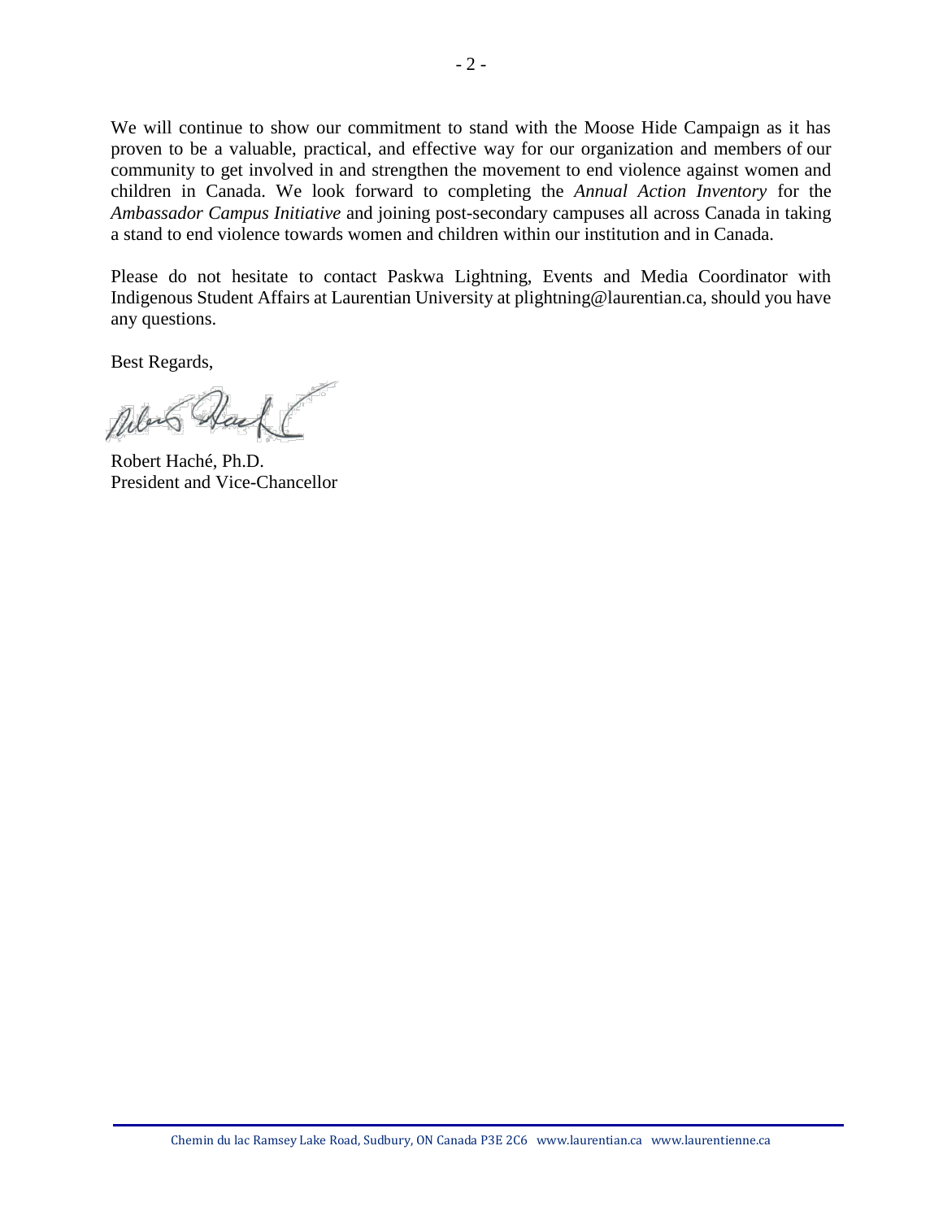We will continue to show our commitment to stand with the Moose Hide Campaign as it has proven to be a valuable, practical, and effective way for our organization and members of our community to get involved in and strengthen the movement to end violence against women and children in Canada. We look forward to completing the *Annual Action Inventory* for the *Ambassador Campus Initiative* and joining post-secondary campuses all across Canada in taking a stand to end violence towards women and children within our institution and in Canada.

Please do not hesitate to contact Paskwa Lightning, Events and Media Coordinator with Indigenous Student Affairs at Laurentian University at plightning@laurentian.ca, should you have any questions.

Best Regards,

Robert Haché, Ph.D.
President and Vice-Chancellor